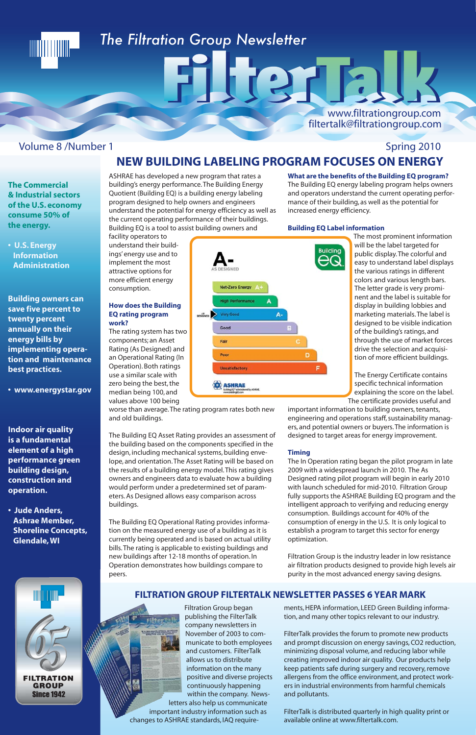# The Filtration Group Newsletter

# FilterTalk

www.filtrationgroup.com
filtertalk@filtrationgroup.com

Volume 8 /Number 1 — Spring 2010

**The Commercial & Industrial sectors of the U.S. economy consume 50% of the energy.**

- **U.S. Energy Information Administration**

**Building owners can save five percent to twenty percent annually on their energy bills by implementing operation and maintenance best practices.**

- **www.energystar.gov**

**Indoor air quality is a fundamental element of a high performance green building design, construction and operation.**

- **Jude Anders, Ashrae Member, Shoreline Concepts, Glendale, WI**

**FILTRATION GROUP Since 1942**

## NEW BUILDING LABELING PROGRAM FOCUSES ON ENERGY

ASHRAE has developed a new program that rates a building's energy performance. The Building Energy Quotient (Building EQ) is a building energy labeling program designed to help owners and engineers understand the potential for energy efficiency as well as the current operating performance of their buildings. Building EQ is a tool to assist building owners and facility operators to understand their buildings' energy use and to implement the most attractive options for more efficient energy consumption.

### How does the Building EQ rating program work?

The rating system has two components; an Asset Rating (As Designed) and an Operational Rating (In Operation). Both ratings use a similar scale with zero being the best, the median being 100, and values above 100 being worse than average. The rating program rates both new and old buildings.

The Building EQ Asset Rating provides an assessment of the building based on the components specified in the design, including mechanical systems, building envelope, and orientation. The Asset Rating will be based on the results of a building energy model. This rating gives owners and engineers data to evaluate how a building would perform under a predetermined set of parameters. As Designed allows easy comparison across buildings.

The Building EQ Operational Rating provides information on the measured energy use of a building as it is currently being operated and is based on actual utility bills. The rating is applicable to existing buildings and new buildings after 12-18 months of operation. In Operation demonstrates how buildings compare to peers.

### What are the benefits of the Building EQ program?

The Building EQ energy labeling program helps owners and operators understand the current operating performance of their building, as well as the potential for increased energy efficiency.

### Building EQ Label information

The most prominent information will be the label targeted for public display. The colorful and easy to understand label displays the various ratings in different colors and various length bars. The letter grade is very prominent and the label is suitable for display in building lobbies and marketing materials. The label is designed to be visible indication of the building's ratings, and through the use of market forces drive the selection and acquisition of more efficient buildings.

The Energy Certificate contains specific technical information explaining the score on the label. The certificate provides useful and important information to building owners, tenants, engineering and operations staff, sustainability managers, and potential owners or buyers. The information is designed to target areas for energy improvement.

### Timing

The In Operation rating began the pilot program in late 2009 with a widespread launch in 2010. The As Designed rating pilot program will begin in early 2010 with launch scheduled for mid-2010. Filtration Group fully supports the ASHRAE Building EQ program and the intelligent approach to verifying and reducing energy consumption. Buildings account for 40% of the consumption of energy in the U.S. It is only logical to establish a program to target this sector for energy optimization.

Filtration Group is the industry leader in low resistance air filtration products designed to provide high levels air purity in the most advanced energy saving designs.

## FILTRATION GROUP FILTERTALK NEWSLETTER PASSES 6 YEAR MARK

Filtration Group began publishing the FilterTalk company newsletters in November of 2003 to communicate to both employees and customers. FilterTalk allows us to distribute information on the many positive and diverse projects continuously happening within the company. Newsletters also help us communicate important industry information such as changes to ASHRAE standards, IAQ requirements, HEPA information, LEED Green Building information, and many other topics relevant to our industry.

FilterTalk provides the forum to promote new products and prompt discussion on energy savings, CO2 reduction, minimizing disposal volume, and reducing labor while creating improved indoor air quality. Our products help keep patients safe during surgery and recovery, remove allergens from the office environment, and protect workers in industrial environments from harmful chemicals and pollutants.

FilterTalk is distributed quarterly in high quality print or available online at www.filtertalk.com.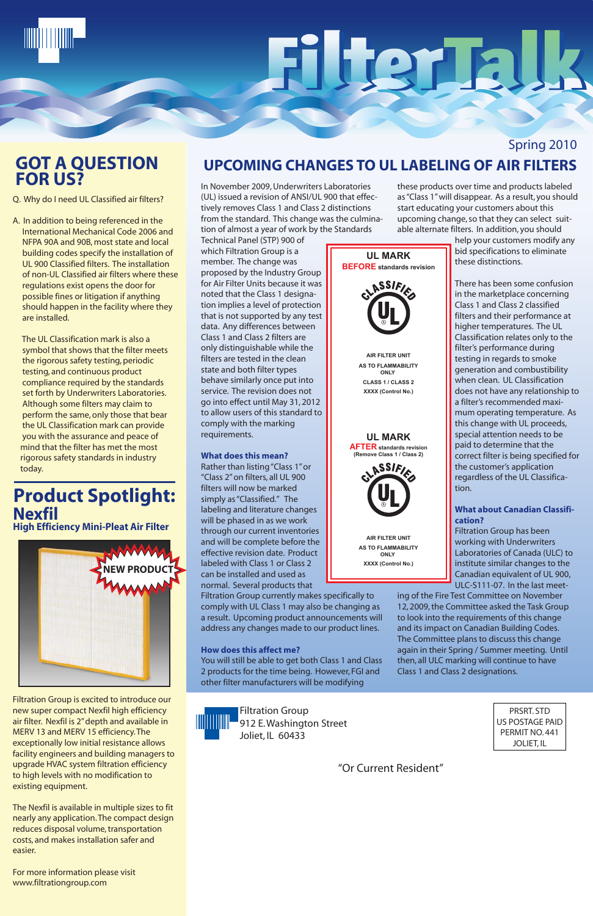# FilterTalk

Spring 2010

## GOT A QUESTION FOR US?

Q. Why do I need UL Classified air filters?

A. In addition to being referenced in the International Mechanical Code 2006 and NFPA 90A and 90B, most state and local building codes specify the installation of UL 900 Classified filters. The installation of non-UL Classified air filters where these regulations exist opens the door for possible fines or litigation if anything should happen in the facility where they are installed.

The UL Classification mark is also a symbol that shows that the filter meets the rigorous safety testing, periodic testing, and continuous product compliance required by the standards set forth by Underwriters Laboratories. Although some filters may claim to perform the same, only those that bear the UL Classification mark can provide you with the assurance and peace of mind that the filter has met the most rigorous safety standards in industry today.

## Product Spotlight: Nexfil

### High Efficiency Mini-Pleat Air Filter

NEW PRODUCT

Filtration Group is excited to introduce our new super compact Nexfil high efficiency air filter. Nexfil is 2" depth and available in MERV 13 and MERV 15 efficiency. The exceptionally low initial resistance allows facility engineers and building managers to upgrade HVAC system filtration efficiency to high levels with no modification to existing equipment.

The Nexfil is available in multiple sizes to fit nearly any application. The compact design reduces disposal volume, transportation costs, and makes installation safer and easier.

For more information please visit www.filtrationgroup.com

## UPCOMING CHANGES TO UL LABELING OF AIR FILTERS

In November 2009, Underwriters Laboratories (UL) issued a revision of ANSI/UL 900 that effectively removes Class 1 and Class 2 distinctions from the standard. This change was the culmination of almost a year of work by the Standards Technical Panel (STP) 900 of which Filtration Group is a member. The change was proposed by the Industry Group for Air Filter Units because it was noted that the Class 1 designation implies a level of protection that is not supported by any test data. Any differences between Class 1 and Class 2 filters are only distinguishable while the filters are tested in the clean state and both filter types behave similarly once put into service. The revision does not go into effect until May 31, 2012 to allow users of this standard to comply with the marking requirements.

**UL MARK**
**BEFORE** standards revision

CLASSIFIED UL

AIR FILTER UNIT
AS TO FLAMMABILITY ONLY
CLASS 1 / CLASS 2
XXXX (Control No.)

**UL MARK**
**AFTER** standards revision
(Remove Class 1 / Class 2)

CLASSIFIED UL

AIR FILTER UNIT
AS TO FLAMMABILITY ONLY
XXXX (Control No.)

### What does this mean?

Rather than listing "Class 1" or "Class 2" on filters, all UL 900 filters will now be marked simply as "Classified." The labeling and literature changes will be phased in as we work through our current inventories and will be complete before the effective revision date. Product labeled with Class 1 or Class 2 can be installed and used as normal. Several products that Filtration Group currently makes specifically to comply with UL Class 1 may also be changing as a result. Upcoming product announcements will address any changes made to our product lines.

### How does this affect me?

You will still be able to get both Class 1 and Class 2 products for the time being. However, FGI and other filter manufacturers will be modifying these products over time and products labeled as "Class 1" will disappear. As a result, you should start educating your customers about this upcoming change, so that they can select suitable alternate filters. In addition, you should help your customers modify any bid specifications to eliminate these distinctions.

There has been some confusion in the marketplace concerning Class 1 and Class 2 classified filters and their performance at higher temperatures. The UL Classification relates only to the filter's performance during testing in regards to smoke generation and combustibility when clean. UL Classification does not have any relationship to a filter's recommended maximum operating temperature. As this change with UL proceeds, special attention needs to be paid to determine that the correct filter is being specified for the customer's application regardless of the UL Classification.

### What about Canadian Classification?

Filtration Group has been working with Underwriters Laboratories of Canada (ULC) to institute similar changes to the Canadian equivalent of UL 900, ULC-S111-07. In the last meeting of the Fire Test Committee on November 12, 2009, the Committee asked the Task Group to look into the requirements of this change and its impact on Canadian Building Codes. The Committee plans to discuss this change again in their Spring / Summer meeting. Until then, all ULC marking will continue to have Class 1 and Class 2 designations.

Filtration Group
912 E. Washington Street
Joliet, IL 60433

PRSRT. STD
US POSTAGE PAID
PERMIT NO. 441
JOLIET, IL

"Or Current Resident"